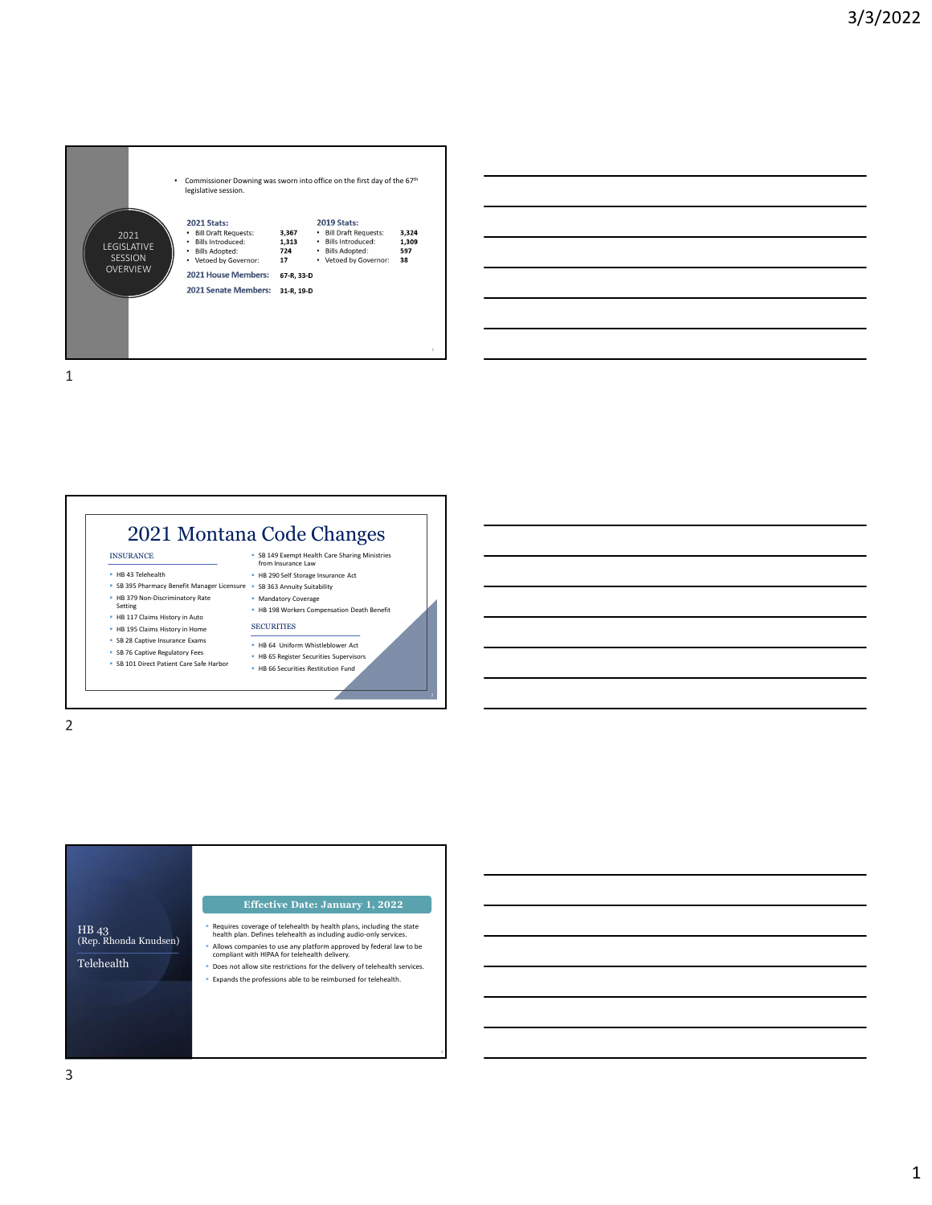## 2021 LEGISLATIVE SESSION OVERVIEW

- Commissioner Downing was sworn into office on the first day of the 67th legislative session.

**2021 Stats:**

- Bill Draft Requests: **3,367**
- Bills Introduced: **1,313**
- Bills Adopted: **724**
- Vetoed by Governor: **17**

**2019 Stats:**

- Bill Draft Requests: **3,324**
- Bills Introduced: **1,309**
- Bills Adopted: **597**
- Vetoed by Governor: **38**

**2021 House Members:** **67-R, 33-D**

**2021 Senate Members:** **31-R, 19-D**

## 2021 Montana Code Changes

### INSURANCE

- HB 43 Telehealth
- SB 395 Pharmacy Benefit Manager Licensure
- HB 379 Non-Discriminatory Rate Setting
- HB 117 Claims History in Auto
- HB 195 Claims History in Home
- SB 28 Captive Insurance Exams
- SB 76 Captive Regulatory Fees
- SB 101 Direct Patient Care Safe Harbor
- SB 149 Exempt Health Care Sharing Ministries from Insurance Law
- HB 290 Self Storage Insurance Act
- SB 363 Annuity Suitability
- Mandatory Coverage
- HB 198 Workers Compensation Death Benefit

### SECURITIES

- HB 64 Uniform Whistleblower Act
- HB 65 Register Securities Supervisors
- HB 66 Securities Restitution Fund

## HB 43 (Rep. Rhonda Knudsen) Telehealth

**Effective Date: January 1, 2022**

- Requires coverage of telehealth by health plans, including the state health plan. Defines telehealth as including audio-only services.
- Allows companies to use any platform approved by federal law to be compliant with HIPAA for telehealth delivery.
- Does not allow site restrictions for the delivery of telehealth services.
- Expands the professions able to be reimbursed for telehealth.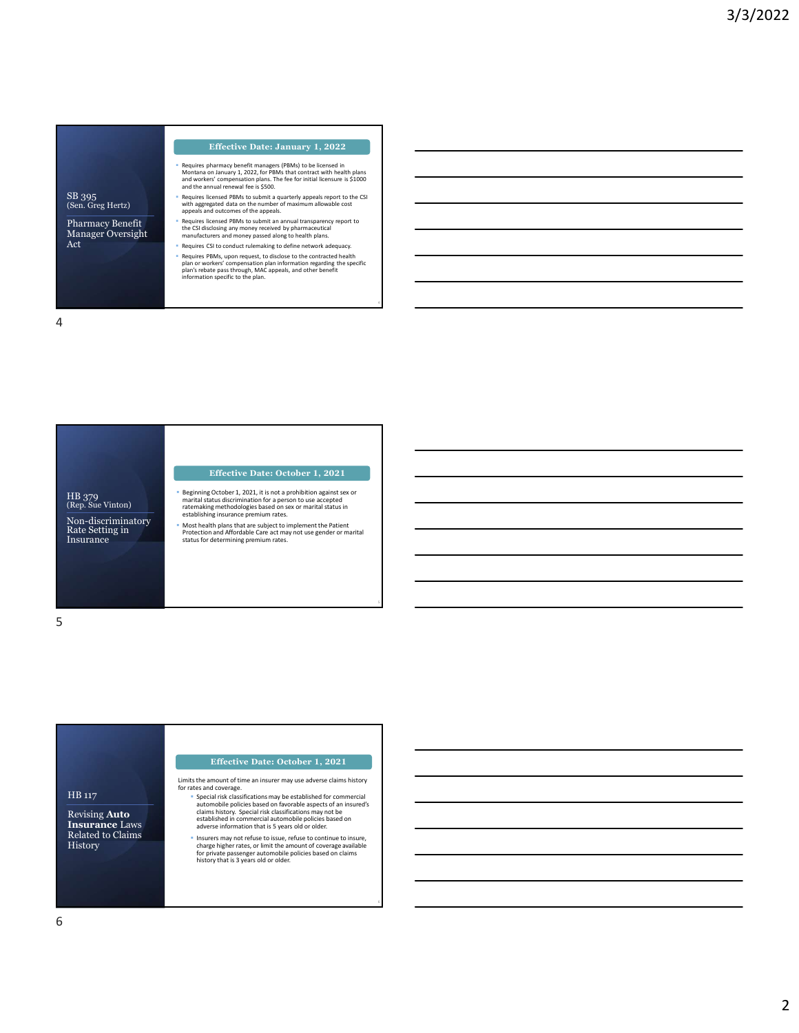## SB 395
(Sen. Greg Hertz)

### Pharmacy Benefit Manager Oversight Act

**Effective Date: January 1, 2022**

- Requires pharmacy benefit managers (PBMs) to be licensed in Montana on January 1, 2022, for PBMs that contract with health plans and workers' compensation plans. The fee for initial licensure is $1000 and the annual renewal fee is $500.
- Requires licensed PBMs to submit a quarterly appeals report to the CSI with aggregated data on the number of maximum allowable cost appeals and outcomes of the appeals.
- Requires licensed PBMs to submit an annual transparency report to the CSI disclosing any money received by pharmaceutical manufacturers and money passed along to health plans.
- Requires CSI to conduct rulemaking to define network adequacy.
- Requires PBMs, upon request, to disclose to the contracted health plan or workers' compensation plan information regarding the specific plan's rebate pass through, MAC appeals, and other benefit information specific to the plan.

## HB 379
(Rep. Sue Vinton)

### Non-discriminatory Rate Setting in Insurance

**Effective Date: October 1, 2021**

- Beginning October 1, 2021, it is not a prohibition against sex or marital status discrimination for a person to use accepted ratemaking methodologies based on sex or marital status in establishing insurance premium rates.
- Most health plans that are subject to implement the Patient Protection and Affordable Care act may not use gender or marital status for determining premium rates.

## HB 117

### Revising **Auto Insurance** Laws Related to Claims History

**Effective Date: October 1, 2021**

Limits the amount of time an insurer may use adverse claims history for rates and coverage.

- Special risk classifications may be established for commercial automobile policies based on favorable aspects of an insured's claims history. Special risk classifications may not be established in commercial automobile policies based on adverse information that is 5 years old or older.
- Insurers may not refuse to issue, refuse to continue to insure, charge higher rates, or limit the amount of coverage available for private passenger automobile policies based on claims history that is 3 years old or older.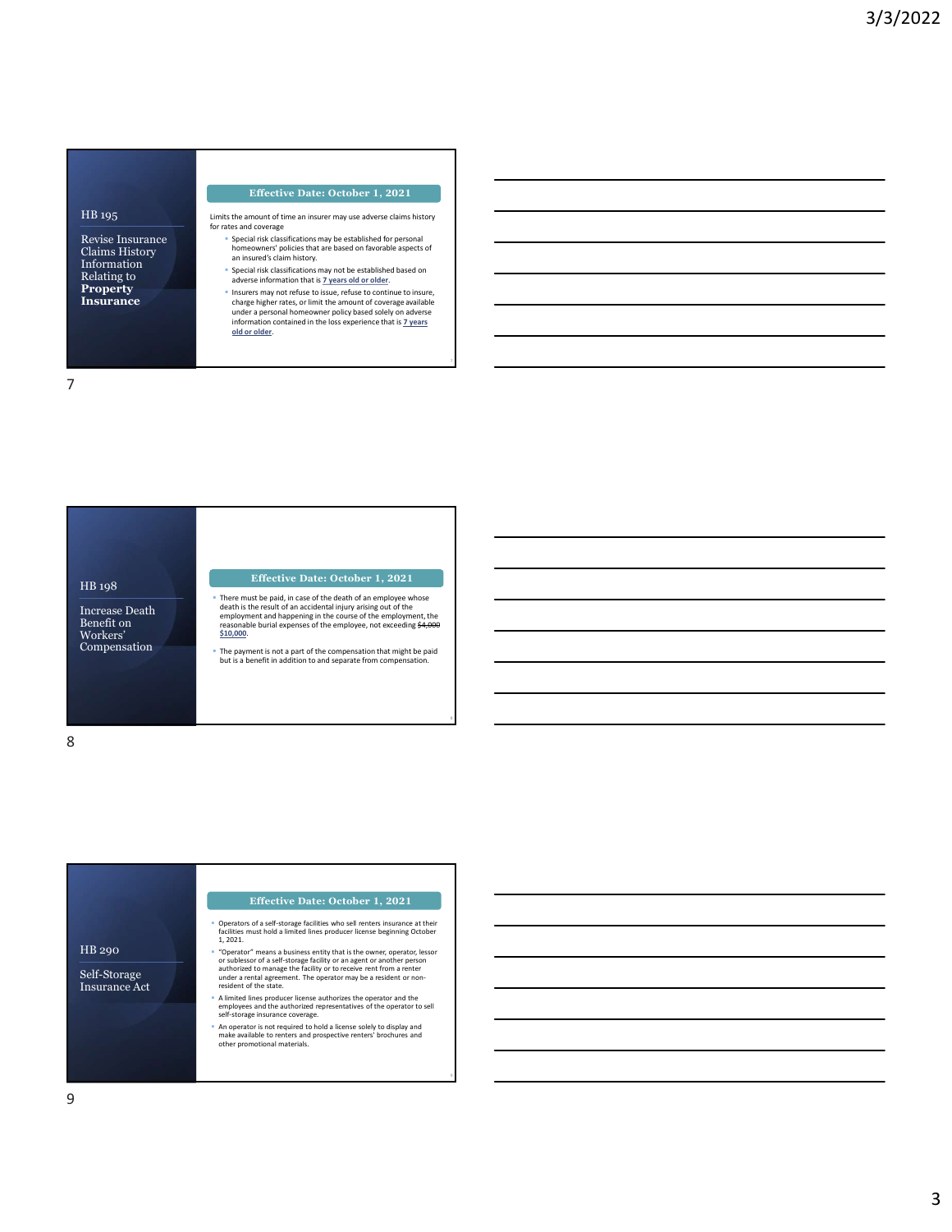## HB 195

**Revise Insurance Claims History Information Relating to Property Insurance**

**Effective Date: October 1, 2021**

Limits the amount of time an insurer may use adverse claims history for rates and coverage

- Special risk classifications may be established for personal homeowners' policies that are based on favorable aspects of an insured's claim history.
- Special risk classifications may not be established based on adverse information that is 7 years old or older.
- Insurers may not refuse to issue, refuse to continue to insure, charge higher rates, or limit the amount of coverage available under a personal homeowner policy based solely on adverse information contained in the loss experience that is 7 years old or older.

## HB 198

**Increase Death Benefit on Workers' Compensation**

**Effective Date: October 1, 2021**

- There must be paid, in case of the death of an employee whose death is the result of an accidental injury arising out of the employment and happening in the course of the employment, the reasonable burial expenses of the employee, not exceeding ~~$4,000~~ $10,000.
- The payment is not a part of the compensation that might be paid but is a benefit in addition to and separate from compensation.

## HB 290

**Self-Storage Insurance Act**

**Effective Date: October 1, 2021**

- Operators of a self-storage facilities who sell renters insurance at their facilities must hold a limited lines producer license beginning October 1, 2021.
- "Operator" means a business entity that is the owner, operator, lessor or sublessor of a self-storage facility or an agent or another person authorized to manage the facility or to receive rent from a renter under a rental agreement. The operator may be a resident or non-resident of the state.
- A limited lines producer license authorizes the operator and the employees and the authorized representatives of the operator to sell self-storage insurance coverage.
- An operator is not required to hold a license solely to display and make available to renters and prospective renters' brochures and other promotional materials.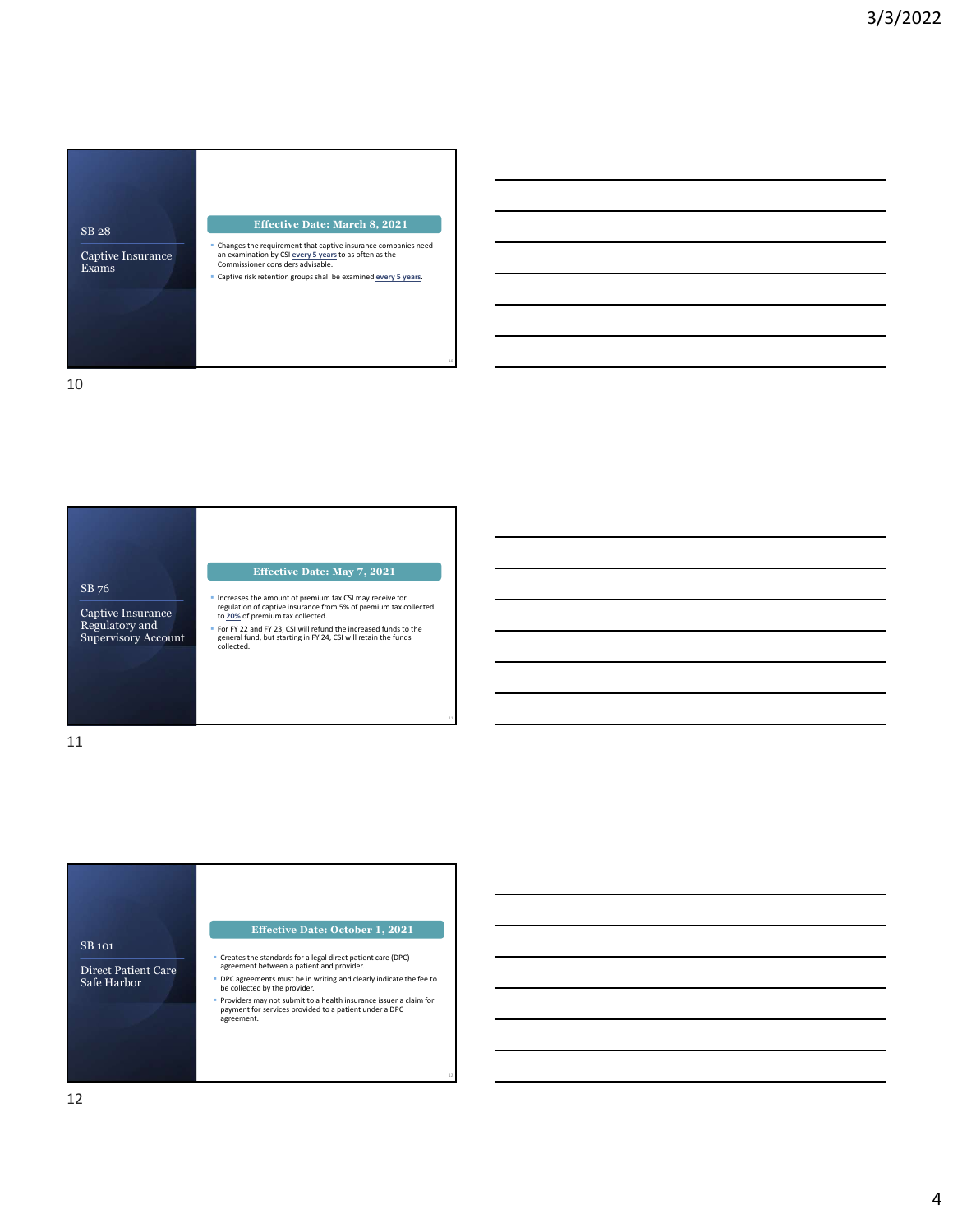## SB 28

### Captive Insurance Exams

**Effective Date: March 8, 2021**

- Changes the requirement that captive insurance companies need an examination by CSI **every 5 years** to as often as the Commissioner considers advisable.
- Captive risk retention groups shall be examined **every 5 years**.

## SB 76

### Captive Insurance Regulatory and Supervisory Account

**Effective Date: May 7, 2021**

- Increases the amount of premium tax CSI may receive for regulation of captive insurance from 5% of premium tax collected to **20%** of premium tax collected.
- For FY 22 and FY 23, CSI will refund the increased funds to the general fund, but starting in FY 24, CSI will retain the funds collected.

## SB 101

### Direct Patient Care Safe Harbor

**Effective Date: October 1, 2021**

- Creates the standards for a legal direct patient care (DPC) agreement between a patient and provider.
- DPC agreements must be in writing and clearly indicate the fee to be collected by the provider.
- Providers may not submit to a health insurance issuer a claim for payment for services provided to a patient under a DPC agreement.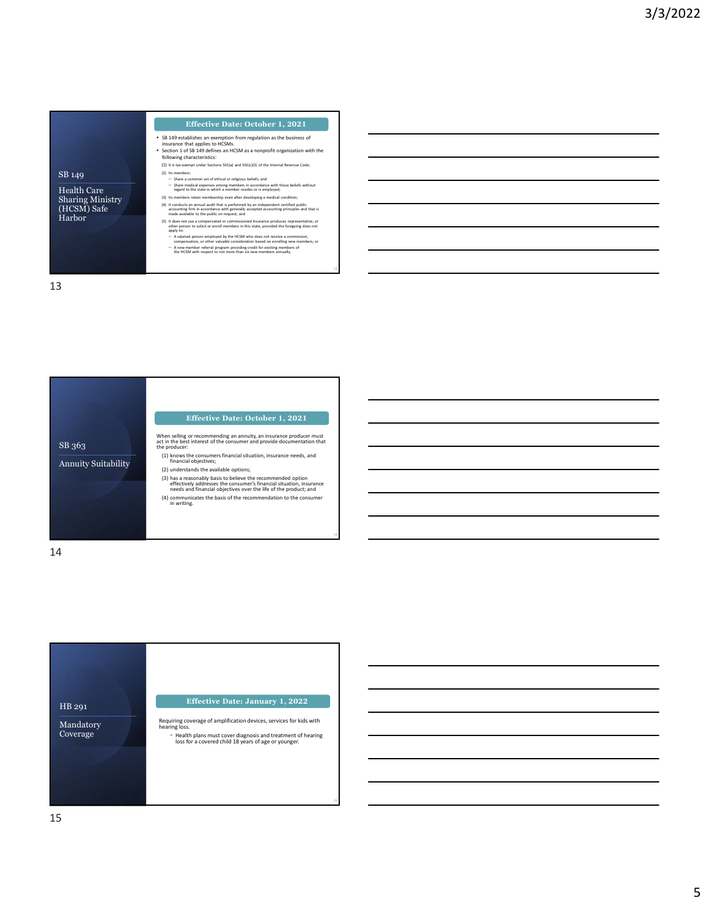## SB 149

### Health Care Sharing Ministry (HCSM) Safe Harbor

**Effective Date: October 1, 2021**

- SB 149 establishes an exemption from regulation as the business of insurance that applies to HCSMs.
- Section 1 of SB 149 defines an HCSM as a nonprofit organization with the following characteristics:

(1) It is tax-exempt under Sections 501(a) and 501(c)(3) of the Internal Revenue Code;

(2) Its members:
- Share a common set of ethical or religious beliefs; and
- Share medical expenses among members in accordance with those beliefs without regard to the state in which a member resides or is employed;

(3) Its members retain membership even after developing a medical condition;

(4) It conducts an annual audit that is performed by an independent certified public accounting firm in accordance with generally accepted accounting principles and that is made available to the public on request; and

(5) It does not use a compensated or commissioned insurance producer, representative, or other person to solicit or enroll members in this state, provided the foregoing does not apply to:
- A salaried person employed by the HCSM who does not receive a commission, compensation, or other valuable consideration based on enrolling new members; or
- A new member referral program providing credit for existing members of the HCSM with respect to not more than six new members annually.

## SB 363

### Annuity Suitability

**Effective Date: October 1, 2021**

When selling or recommending an annuity, an insurance producer must act in the best interest of the consumer and provide documentation that the producer:

(1) knows the consumers financial situation, insurance needs, and financial objectives;

(2) understands the available options;

(3) has a reasonably basis to believe the recommended option effectively addresses the consumer's financial situation, insurance needs and financial objectives over the life of the product; and

(4) communicates the basis of the recommendation to the consumer in writing.

## HB 291

### Mandatory Coverage

**Effective Date: January 1, 2022**

Requiring coverage of amplification devices, services for kids with hearing loss.

- Health plans must cover diagnosis and treatment of hearing loss for a covered child 18 years of age or younger.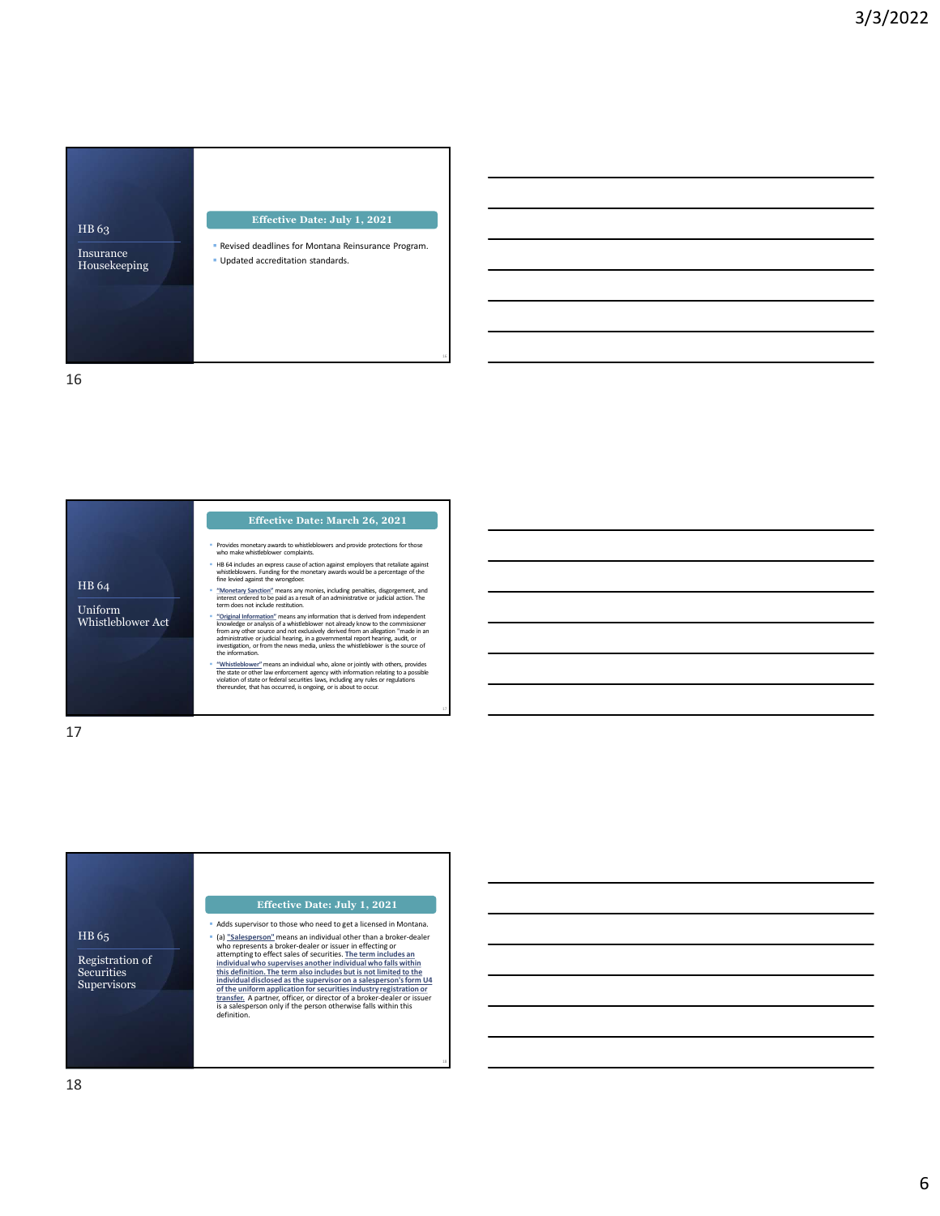## HB 63

### Insurance Housekeeping

**Effective Date: July 1, 2021**

- Revised deadlines for Montana Reinsurance Program.
- Updated accreditation standards.

## HB 64

### Uniform Whistleblower Act

**Effective Date: March 26, 2021**

- Provides monetary awards to whistleblowers and provide protections for those who make whistleblower complaints.
- HB 64 includes an express cause of action against employers that retaliate against whistleblowers. Funding for the monetary awards would be a percentage of the fine levied against the wrongdoer.
- "Monetary Sanction" means any monies, including penalties, disgorgement, and interest ordered to be paid as a result of an administrative or judicial action. The term does not include restitution.
- "Original Information" means any information that is derived from independent knowledge or analysis of a whistleblower not already know to the commissioner from any other source and not exclusively derived from an allegation "made in an administrative or judicial hearing, in a governmental report hearing, audit, or investigation, or from the news media, unless the whistleblower is the source of the information.
- "Whistleblower" means an individual who, alone or jointly with others, provides the state or other law enforcement agency with information relating to a possible violation of state or federal securities laws, including any rules or regulations thereunder, that has occurred, is ongoing, or is about to occur.

## HB 65

### Registration of Securities Supervisors

**Effective Date: July 1, 2021**

- Adds supervisor to those who need to get a licensed in Montana.
- (a) "Salesperson" means an individual other than a broker-dealer who represents a broker-dealer or issuer in effecting or attempting to effect sales of securities. The term includes an individual who supervises another individual who falls within this definition. The term also includes but is not limited to the individual disclosed as the supervisor on a salesperson's form U4 of the uniform application for securities industry registration or transfer. A partner, officer, or director of a broker-dealer or issuer is a salesperson only if the person otherwise falls within this definition.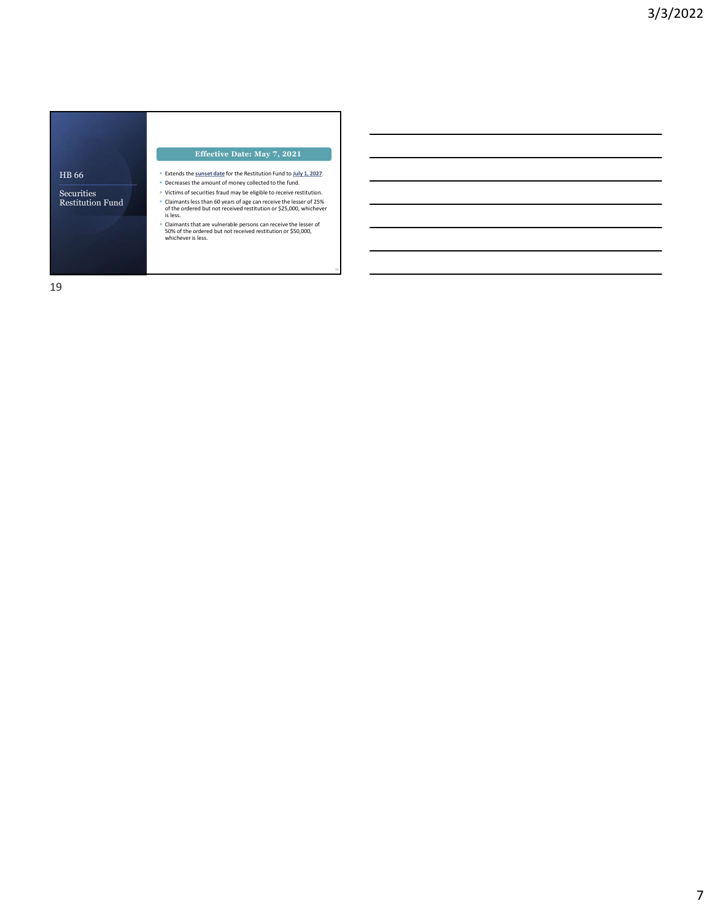## HB 66

### Securities Restitution Fund

**Effective Date: May 7, 2021**

- Extends the sunset date for the Restitution Fund to July 1, 2027.
- Decreases the amount of money collected to the fund.
- Victims of securities fraud may be eligible to receive restitution.
- Claimants less than 60 years of age can receive the lesser of 25% of the ordered but not received restitution or $25,000, whichever is less.
- Claimants that are vulnerable persons can receive the lesser of 50% of the ordered but not received restitution or $50,000, whichever is less.